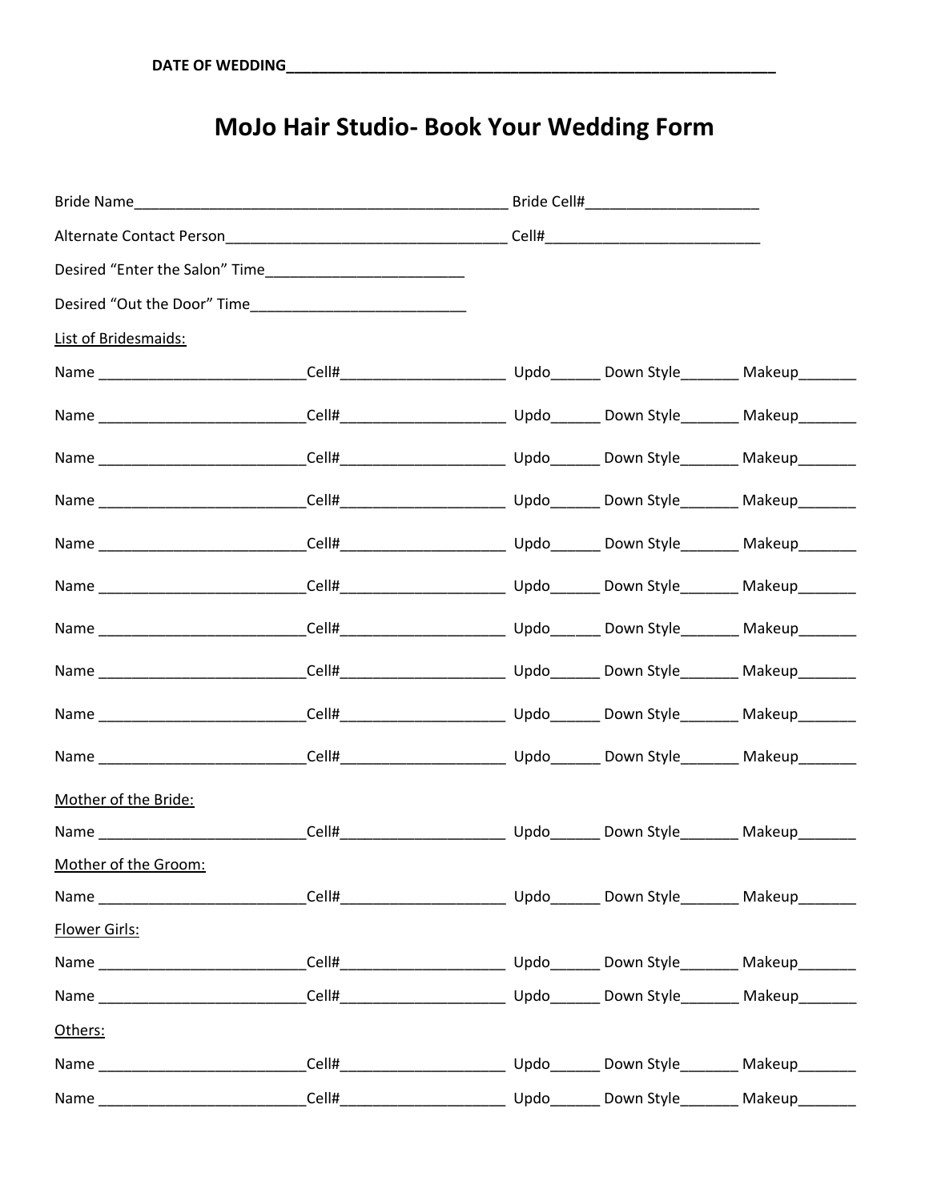**DATE OF WEDDING**\_\_\_\_\_\_\_\_\_\_\_\_\_\_\_\_\_\_\_\_\_\_\_\_\_\_\_\_\_\_\_\_\_\_\_\_\_\_\_\_\_\_\_\_\_\_\_\_\_\_\_\_\_\_\_\_\_\_

# MoJo Hair Studio- Book Your Wedding Form

Bride Name\_\_\_\_\_\_\_\_\_\_\_\_\_\_\_\_\_\_\_\_\_\_\_\_\_\_\_\_\_\_\_\_\_\_\_\_\_\_\_\_\_\_\_\_\_\_ Bride Cell#\_\_\_\_\_\_\_\_\_\_\_\_\_\_\_\_\_\_\_\_\_

Alternate Contact Person\_\_\_\_\_\_\_\_\_\_\_\_\_\_\_\_\_\_\_\_\_\_\_\_\_\_\_\_\_\_\_\_\_\_ Cell#\_\_\_\_\_\_\_\_\_\_\_\_\_\_\_\_\_\_\_\_\_\_\_\_\_\_

Desired "Enter the Salon" Time\_\_\_\_\_\_\_\_\_\_\_\_\_\_\_\_\_\_\_\_\_\_\_\_

Desired "Out the Door" Time\_\_\_\_\_\_\_\_\_\_\_\_\_\_\_\_\_\_\_\_\_\_\_\_\_\_

List of Bridesmaids:

Name \_\_\_\_\_\_\_\_\_\_\_\_\_\_\_\_\_\_\_\_\_\_\_\_\_Cell#\_\_\_\_\_\_\_\_\_\_\_\_\_\_\_\_\_\_\_\_ Updo\_\_\_\_\_\_ Down Style\_\_\_\_\_\_\_ Makeup\_\_\_\_\_\_\_

Name \_\_\_\_\_\_\_\_\_\_\_\_\_\_\_\_\_\_\_\_\_\_\_\_\_Cell#\_\_\_\_\_\_\_\_\_\_\_\_\_\_\_\_\_\_\_\_ Updo\_\_\_\_\_\_ Down Style\_\_\_\_\_\_\_ Makeup\_\_\_\_\_\_\_

Name \_\_\_\_\_\_\_\_\_\_\_\_\_\_\_\_\_\_\_\_\_\_\_\_\_Cell#\_\_\_\_\_\_\_\_\_\_\_\_\_\_\_\_\_\_\_\_ Updo\_\_\_\_\_\_ Down Style\_\_\_\_\_\_\_ Makeup\_\_\_\_\_\_\_

Name \_\_\_\_\_\_\_\_\_\_\_\_\_\_\_\_\_\_\_\_\_\_\_\_\_Cell#\_\_\_\_\_\_\_\_\_\_\_\_\_\_\_\_\_\_\_\_ Updo\_\_\_\_\_\_ Down Style\_\_\_\_\_\_\_ Makeup\_\_\_\_\_\_\_

Name \_\_\_\_\_\_\_\_\_\_\_\_\_\_\_\_\_\_\_\_\_\_\_\_\_Cell#\_\_\_\_\_\_\_\_\_\_\_\_\_\_\_\_\_\_\_\_ Updo\_\_\_\_\_\_ Down Style\_\_\_\_\_\_\_ Makeup\_\_\_\_\_\_\_

Name \_\_\_\_\_\_\_\_\_\_\_\_\_\_\_\_\_\_\_\_\_\_\_\_\_Cell#\_\_\_\_\_\_\_\_\_\_\_\_\_\_\_\_\_\_\_\_ Updo\_\_\_\_\_\_ Down Style\_\_\_\_\_\_\_ Makeup\_\_\_\_\_\_\_

Name \_\_\_\_\_\_\_\_\_\_\_\_\_\_\_\_\_\_\_\_\_\_\_\_\_Cell#\_\_\_\_\_\_\_\_\_\_\_\_\_\_\_\_\_\_\_\_ Updo\_\_\_\_\_\_ Down Style\_\_\_\_\_\_\_ Makeup\_\_\_\_\_\_\_

Name \_\_\_\_\_\_\_\_\_\_\_\_\_\_\_\_\_\_\_\_\_\_\_\_\_Cell#\_\_\_\_\_\_\_\_\_\_\_\_\_\_\_\_\_\_\_\_ Updo\_\_\_\_\_\_ Down Style\_\_\_\_\_\_\_ Makeup\_\_\_\_\_\_\_

Name \_\_\_\_\_\_\_\_\_\_\_\_\_\_\_\_\_\_\_\_\_\_\_\_\_Cell#\_\_\_\_\_\_\_\_\_\_\_\_\_\_\_\_\_\_\_\_ Updo\_\_\_\_\_\_ Down Style\_\_\_\_\_\_\_ Makeup\_\_\_\_\_\_\_

Name \_\_\_\_\_\_\_\_\_\_\_\_\_\_\_\_\_\_\_\_\_\_\_\_\_Cell#\_\_\_\_\_\_\_\_\_\_\_\_\_\_\_\_\_\_\_\_ Updo\_\_\_\_\_\_ Down Style\_\_\_\_\_\_\_ Makeup\_\_\_\_\_\_\_

Mother of the Bride:

Name \_\_\_\_\_\_\_\_\_\_\_\_\_\_\_\_\_\_\_\_\_\_\_\_\_Cell#\_\_\_\_\_\_\_\_\_\_\_\_\_\_\_\_\_\_\_\_ Updo\_\_\_\_\_\_ Down Style\_\_\_\_\_\_\_ Makeup\_\_\_\_\_\_\_

Mother of the Groom:

Name \_\_\_\_\_\_\_\_\_\_\_\_\_\_\_\_\_\_\_\_\_\_\_\_\_Cell#\_\_\_\_\_\_\_\_\_\_\_\_\_\_\_\_\_\_\_\_ Updo\_\_\_\_\_\_ Down Style\_\_\_\_\_\_\_ Makeup\_\_\_\_\_\_\_

Flower Girls:

Name \_\_\_\_\_\_\_\_\_\_\_\_\_\_\_\_\_\_\_\_\_\_\_\_\_Cell#\_\_\_\_\_\_\_\_\_\_\_\_\_\_\_\_\_\_\_\_ Updo\_\_\_\_\_\_ Down Style\_\_\_\_\_\_\_ Makeup\_\_\_\_\_\_\_

Name \_\_\_\_\_\_\_\_\_\_\_\_\_\_\_\_\_\_\_\_\_\_\_\_\_Cell#\_\_\_\_\_\_\_\_\_\_\_\_\_\_\_\_\_\_\_\_ Updo\_\_\_\_\_\_ Down Style\_\_\_\_\_\_\_ Makeup\_\_\_\_\_\_\_

Others:

Name \_\_\_\_\_\_\_\_\_\_\_\_\_\_\_\_\_\_\_\_\_\_\_\_\_Cell#\_\_\_\_\_\_\_\_\_\_\_\_\_\_\_\_\_\_\_\_ Updo\_\_\_\_\_\_ Down Style\_\_\_\_\_\_\_ Makeup\_\_\_\_\_\_\_

Name \_\_\_\_\_\_\_\_\_\_\_\_\_\_\_\_\_\_\_\_\_\_\_\_\_Cell#\_\_\_\_\_\_\_\_\_\_\_\_\_\_\_\_\_\_\_\_ Updo\_\_\_\_\_\_ Down Style\_\_\_\_\_\_\_ Makeup\_\_\_\_\_\_\_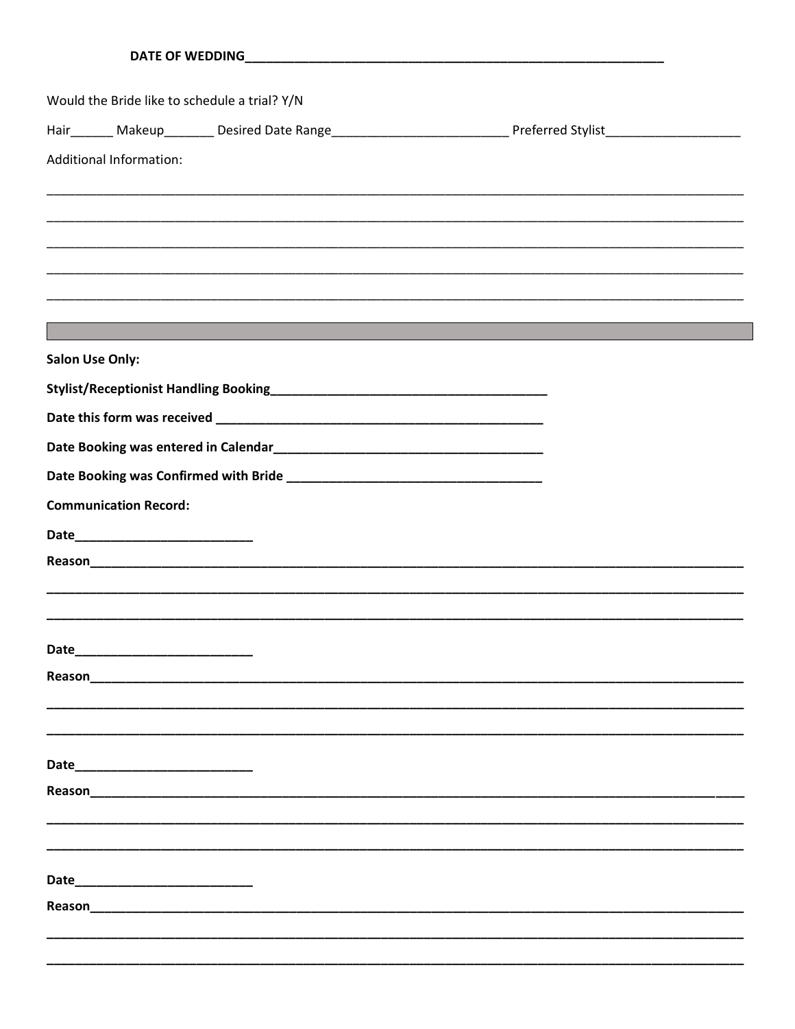**DATE OF WEDDING**_______________________________________________________________

Would the Bride like to schedule a trial? Y/N

Hair______ Makeup_______ Desired Date Range_________________________ Preferred Stylist___________________

Additional Information:

_____________________________________________________________________________________________

_____________________________________________________________________________________________

_____________________________________________________________________________________________

_____________________________________________________________________________________________

_____________________________________________________________________________________________

---

**Salon Use Only:**

**Stylist/Receptionist Handling Booking**________________________________________

**Date this form was received** _______________________________________________

**Date Booking was entered in Calendar**_______________________________________

**Date Booking was Confirmed with Bride** ____________________________________

**Communication Record:**

**Date**__________________________

**Reason**_______________________________________________________________________________________

_____________________________________________________________________________________________

_____________________________________________________________________________________________

**Date**__________________________

**Reason**_______________________________________________________________________________________

_____________________________________________________________________________________________

_____________________________________________________________________________________________

**Date**__________________________

**Reason**_______________________________________________________________________________________

_____________________________________________________________________________________________

_____________________________________________________________________________________________

**Date**__________________________

**Reason**_______________________________________________________________________________________

_____________________________________________________________________________________________

_____________________________________________________________________________________________